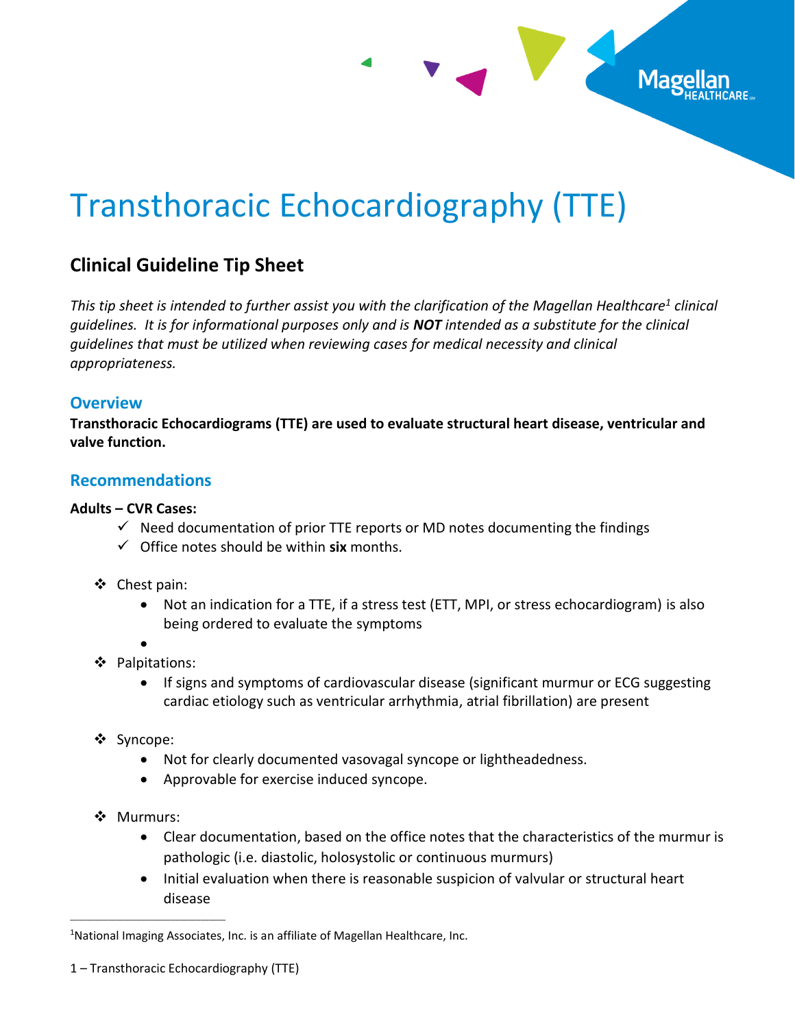# Transthoracic Echocardiography (TTE)

## Clinical Guideline Tip Sheet

*This tip sheet is intended to further assist you with the clarification of the Magellan Healthcare[1] clinical guidelines. It is for informational purposes only and is **NOT** intended as a substitute for the clinical guidelines that must be utilized when reviewing cases for medical necessity and clinical appropriateness.*

### Overview

**Transthoracic Echocardiograms (TTE) are used to evaluate structural heart disease, ventricular and valve function.**

### Recommendations

**Adults – CVR Cases:**

- ✓ Need documentation of prior TTE reports or MD notes documenting the findings
- ✓ Office notes should be within **six** months.

- ❖ Chest pain:
  - Not an indication for a TTE, if a stress test (ETT, MPI, or stress echocardiogram) is also being ordered to evaluate the symptoms
- ❖ Palpitations:
  - If signs and symptoms of cardiovascular disease (significant murmur or ECG suggesting cardiac etiology such as ventricular arrhythmia, atrial fibrillation) are present
- ❖ Syncope:
  - Not for clearly documented vasovagal syncope or lightheadedness.
  - Approvable for exercise induced syncope.
- ❖ Murmurs:
  - Clear documentation, based on the office notes that the characteristics of the murmur is pathologic (i.e. diastolic, holosystolic or continuous murmurs)
  - Initial evaluation when there is reasonable suspicion of valvular or structural heart disease

---

[1]National Imaging Associates, Inc. is an affiliate of Magellan Healthcare, Inc.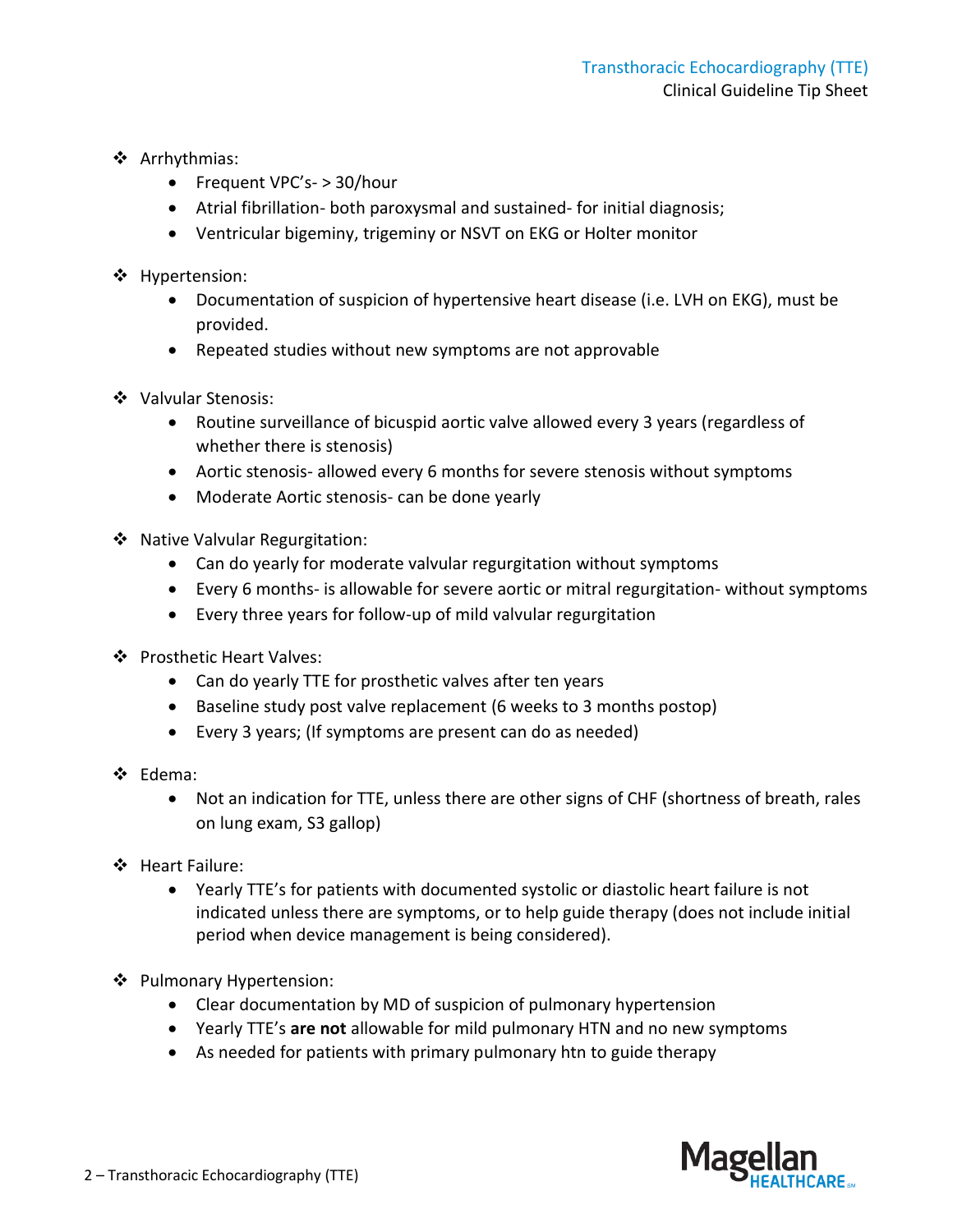- Arrhythmias:
  - Frequent VPC's- > 30/hour
  - Atrial fibrillation- both paroxysmal and sustained- for initial diagnosis;
  - Ventricular bigeminy, trigeminy or NSVT on EKG or Holter monitor

- Hypertension:
  - Documentation of suspicion of hypertensive heart disease (i.e. LVH on EKG), must be provided.
  - Repeated studies without new symptoms are not approvable

- Valvular Stenosis:
  - Routine surveillance of bicuspid aortic valve allowed every 3 years (regardless of whether there is stenosis)
  - Aortic stenosis- allowed every 6 months for severe stenosis without symptoms
  - Moderate Aortic stenosis- can be done yearly

- Native Valvular Regurgitation:
  - Can do yearly for moderate valvular regurgitation without symptoms
  - Every 6 months- is allowable for severe aortic or mitral regurgitation- without symptoms
  - Every three years for follow-up of mild valvular regurgitation

- Prosthetic Heart Valves:
  - Can do yearly TTE for prosthetic valves after ten years
  - Baseline study post valve replacement (6 weeks to 3 months postop)
  - Every 3 years; (If symptoms are present can do as needed)

- Edema:
  - Not an indication for TTE, unless there are other signs of CHF (shortness of breath, rales on lung exam, S3 gallop)

- Heart Failure:
  - Yearly TTE's for patients with documented systolic or diastolic heart failure is not indicated unless there are symptoms, or to help guide therapy (does not include initial period when device management is being considered).

- Pulmonary Hypertension:
  - Clear documentation by MD of suspicion of pulmonary hypertension
  - Yearly TTE's **are not** allowable for mild pulmonary HTN and no new symptoms
  - As needed for patients with primary pulmonary htn to guide therapy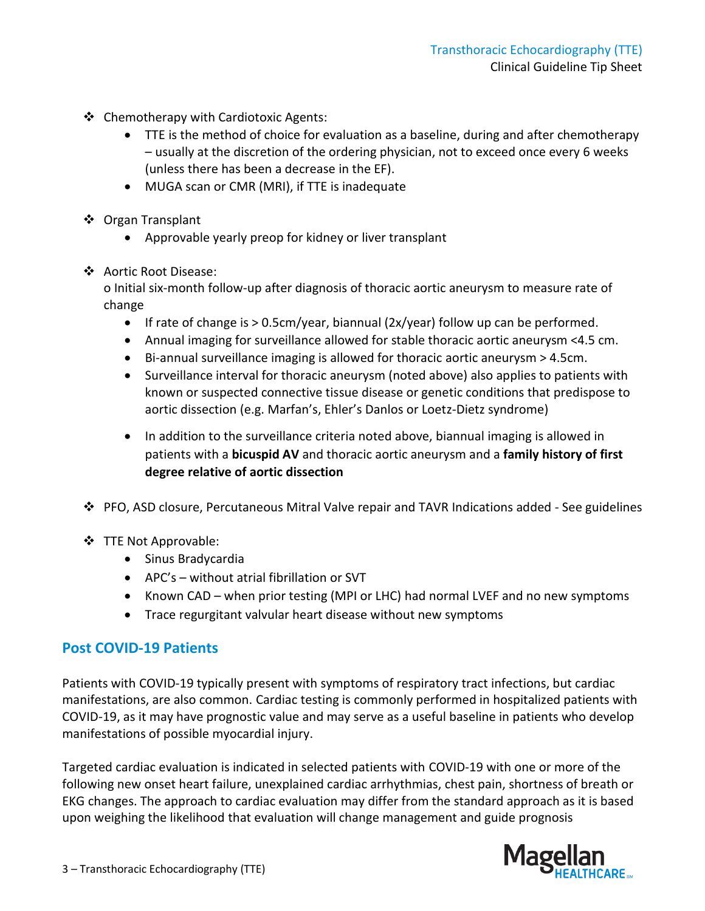- Chemotherapy with Cardiotoxic Agents:
  - TTE is the method of choice for evaluation as a baseline, during and after chemotherapy – usually at the discretion of the ordering physician, not to exceed once every 6 weeks (unless there has been a decrease in the EF).
  - MUGA scan or CMR (MRI), if TTE is inadequate

- Organ Transplant
  - Approvable yearly preop for kidney or liver transplant

- Aortic Root Disease:
  o Initial six-month follow-up after diagnosis of thoracic aortic aneurysm to measure rate of change
  - If rate of change is > 0.5cm/year, biannual (2x/year) follow up can be performed.
  - Annual imaging for surveillance allowed for stable thoracic aortic aneurysm <4.5 cm.
  - Bi-annual surveillance imaging is allowed for thoracic aortic aneurysm > 4.5cm.
  - Surveillance interval for thoracic aneurysm (noted above) also applies to patients with known or suspected connective tissue disease or genetic conditions that predispose to aortic dissection (e.g. Marfan's, Ehler's Danlos or Loetz-Dietz syndrome)
  - In addition to the surveillance criteria noted above, biannual imaging is allowed in patients with a **bicuspid AV** and thoracic aortic aneurysm and a **family history of first degree relative of aortic dissection**

- PFO, ASD closure, Percutaneous Mitral Valve repair and TAVR Indications added - See guidelines

- TTE Not Approvable:
  - Sinus Bradycardia
  - APC's – without atrial fibrillation or SVT
  - Known CAD – when prior testing (MPI or LHC) had normal LVEF and no new symptoms
  - Trace regurgitant valvular heart disease without new symptoms

## Post COVID-19 Patients

Patients with COVID-19 typically present with symptoms of respiratory tract infections, but cardiac manifestations, are also common. Cardiac testing is commonly performed in hospitalized patients with COVID-19, as it may have prognostic value and may serve as a useful baseline in patients who develop manifestations of possible myocardial injury.

Targeted cardiac evaluation is indicated in selected patients with COVID-19 with one or more of the following new onset heart failure, unexplained cardiac arrhythmias, chest pain, shortness of breath or EKG changes. The approach to cardiac evaluation may differ from the standard approach as it is based upon weighing the likelihood that evaluation will change management and guide prognosis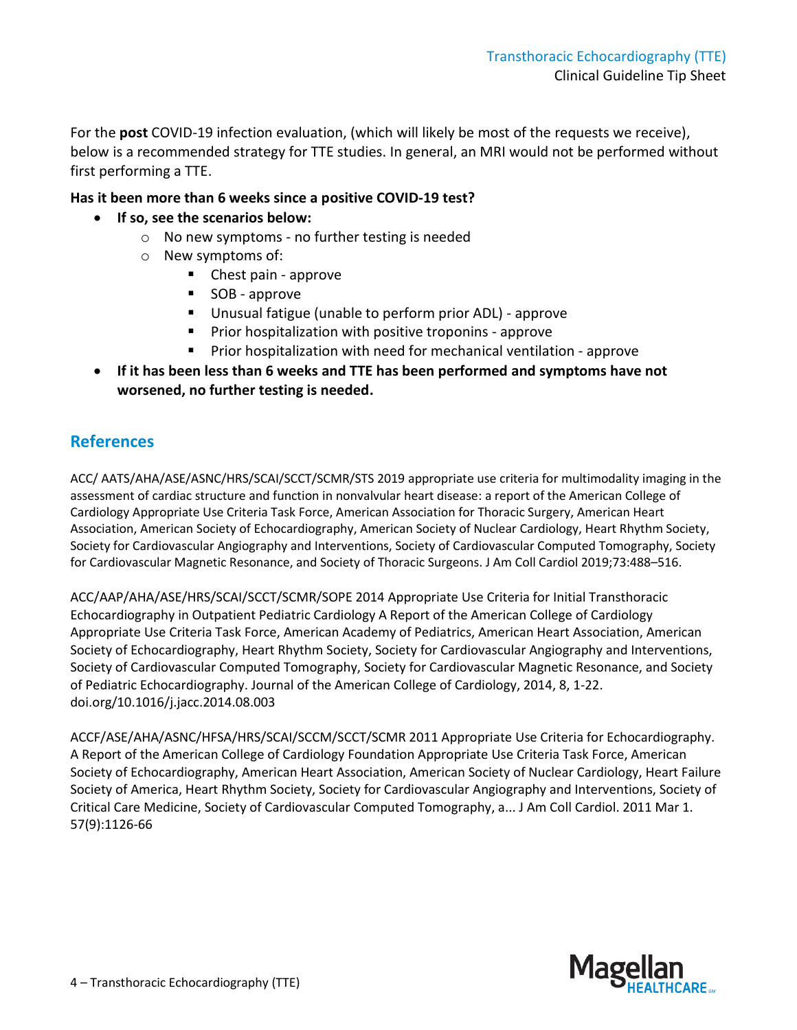For the **post** COVID-19 infection evaluation, (which will likely be most of the requests we receive), below is a recommended strategy for TTE studies. In general, an MRI would not be performed without first performing a TTE.

**Has it been more than 6 weeks since a positive COVID-19 test?**

- **If so, see the scenarios below:**
  - No new symptoms - no further testing is needed
  - New symptoms of:
    - Chest pain - approve
    - SOB - approve
    - Unusual fatigue (unable to perform prior ADL) - approve
    - Prior hospitalization with positive troponins - approve
    - Prior hospitalization with need for mechanical ventilation - approve
- **If it has been less than 6 weeks and TTE has been performed and symptoms have not worsened, no further testing is needed.**

## References

ACC/ AATS/AHA/ASE/ASNC/HRS/SCAI/SCCT/SCMR/STS 2019 appropriate use criteria for multimodality imaging in the assessment of cardiac structure and function in nonvalvular heart disease: a report of the American College of Cardiology Appropriate Use Criteria Task Force, American Association for Thoracic Surgery, American Heart Association, American Society of Echocardiography, American Society of Nuclear Cardiology, Heart Rhythm Society, Society for Cardiovascular Angiography and Interventions, Society of Cardiovascular Computed Tomography, Society for Cardiovascular Magnetic Resonance, and Society of Thoracic Surgeons. J Am Coll Cardiol 2019;73:488–516.

ACC/AAP/AHA/ASE/HRS/SCAI/SCCT/SCMR/SOPE 2014 Appropriate Use Criteria for Initial Transthoracic Echocardiography in Outpatient Pediatric Cardiology A Report of the American College of Cardiology Appropriate Use Criteria Task Force, American Academy of Pediatrics, American Heart Association, American Society of Echocardiography, Heart Rhythm Society, Society for Cardiovascular Angiography and Interventions, Society of Cardiovascular Computed Tomography, Society for Cardiovascular Magnetic Resonance, and Society of Pediatric Echocardiography. Journal of the American College of Cardiology, 2014, 8, 1-22. doi.org/10.1016/j.jacc.2014.08.003

ACCF/ASE/AHA/ASNC/HFSA/HRS/SCAI/SCCM/SCCT/SCMR 2011 Appropriate Use Criteria for Echocardiography. A Report of the American College of Cardiology Foundation Appropriate Use Criteria Task Force, American Society of Echocardiography, American Heart Association, American Society of Nuclear Cardiology, Heart Failure Society of America, Heart Rhythm Society, Society for Cardiovascular Angiography and Interventions, Society of Critical Care Medicine, Society of Cardiovascular Computed Tomography, a... J Am Coll Cardiol. 2011 Mar 1. 57(9):1126-66